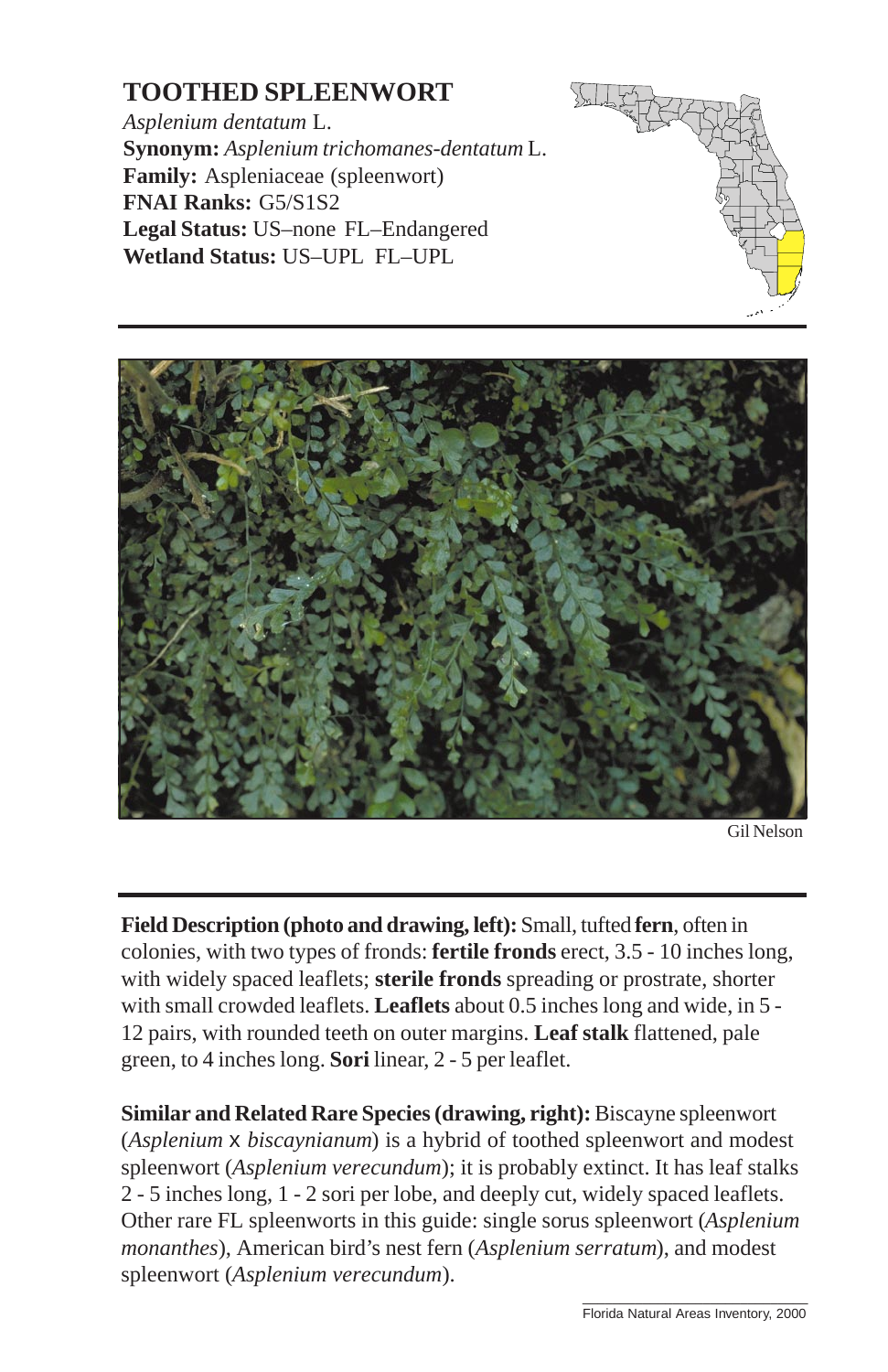# TOOTHED SPLEENWORT

*Asplenium dentatum* L.
**Synonym:** *Asplenium trichomanes-dentatum* L.
**Family:** Aspleniaceae (spleenwort)
**FNAI Ranks:** G5/S1S2
**Legal Status:** US–none FL–Endangered
**Wetland Status:** US–UPL FL–UPL

Gil Nelson

**Field Description (photo and drawing, left):** Small, tufted **fern**, often in colonies, with two types of fronds: **fertile fronds** erect, 3.5 - 10 inches long, with widely spaced leaflets; **sterile fronds** spreading or prostrate, shorter with small crowded leaflets. **Leaflets** about 0.5 inches long and wide, in 5 - 12 pairs, with rounded teeth on outer margins. **Leaf stalk** flattened, pale green, to 4 inches long. **Sori** linear, 2 - 5 per leaflet.

**Similar and Related Rare Species (drawing, right):** Biscayne spleenwort (*Asplenium* x *biscaynianum*) is a hybrid of toothed spleenwort and modest spleenwort (*Asplenium verecundum*); it is probably extinct. It has leaf stalks 2 - 5 inches long, 1 - 2 sori per lobe, and deeply cut, widely spaced leaflets. Other rare FL spleenworts in this guide: single sorus spleenwort (*Asplenium monanthes*), American bird's nest fern (*Asplenium serratum*), and modest spleenwort (*Asplenium verecundum*).

Florida Natural Areas Inventory, 2000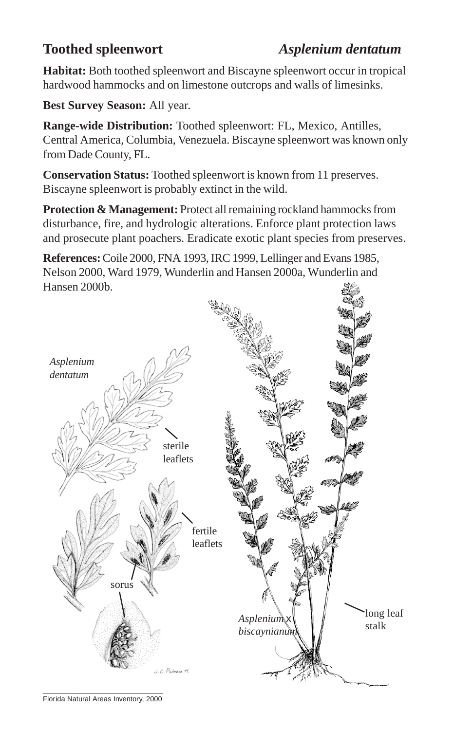## Toothed spleenwort *Asplenium dentatum*

**Habitat:** Both toothed spleenwort and Biscayne spleenwort occur in tropical hardwood hammocks and on limestone outcrops and walls of limesinks.

**Best Survey Season:** All year.

**Range-wide Distribution:** Toothed spleenwort: FL, Mexico, Antilles, Central America, Columbia, Venezuela. Biscayne spleenwort was known only from Dade County, FL.

**Conservation Status:** Toothed spleenwort is known from 11 preserves. Biscayne spleenwort is probably extinct in the wild.

**Protection & Management:** Protect all remaining rockland hammocks from disturbance, fire, and hydrologic alterations. Enforce plant protection laws and prosecute plant poachers. Eradicate exotic plant species from preserves.

**References:** Coile 2000, FNA 1993, IRC 1999, Lellinger and Evans 1985, Nelson 2000, Ward 1979, Wunderlin and Hansen 2000a, Wunderlin and Hansen 2000b.

*Asplenium dentatum*

sterile leaflets

fertile leaflets

sorus

*Asplenium* x *biscaynianum*

long leaf stalk

J.C. Putnam H.

Florida Natural Areas Inventory, 2000